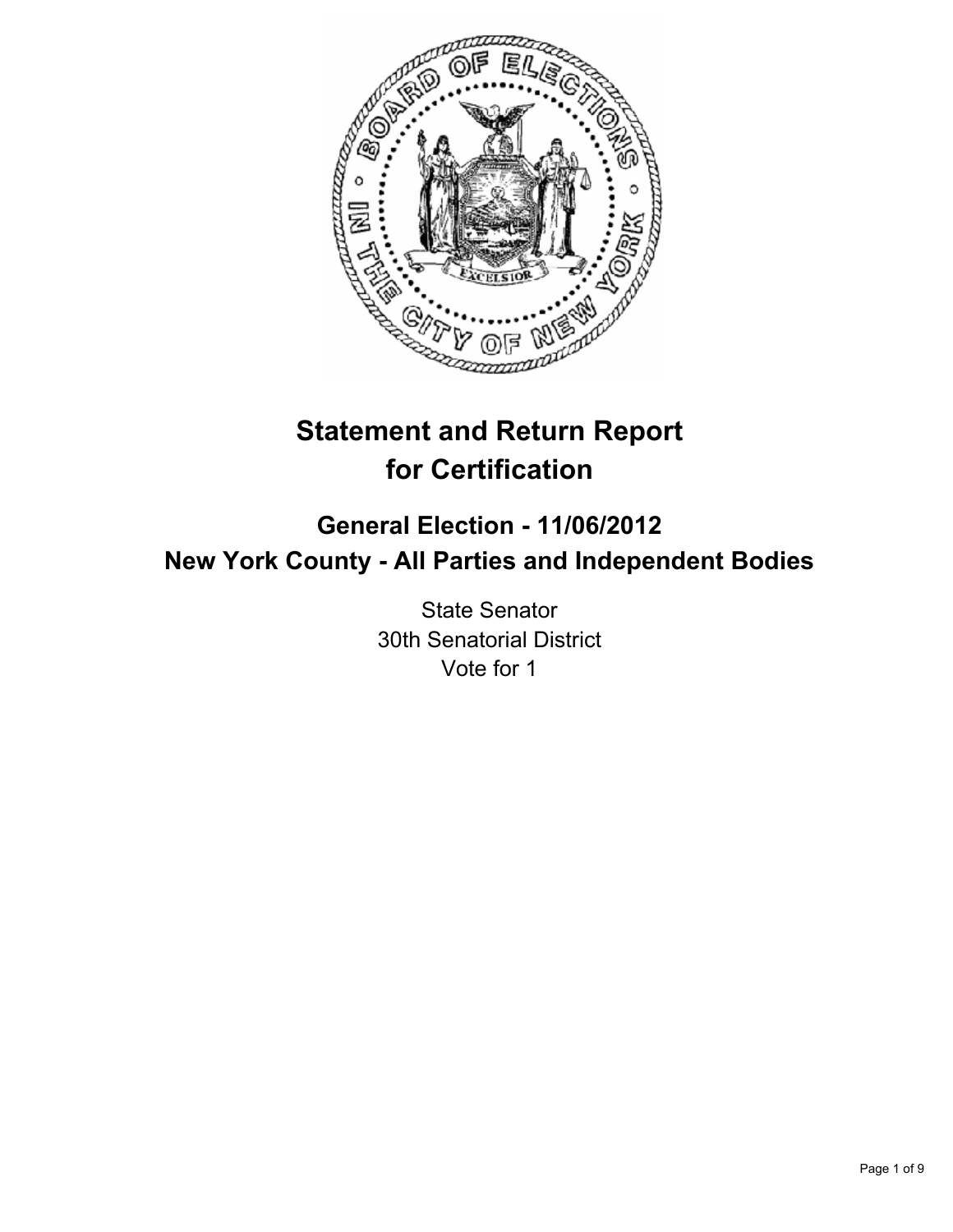# Statement and Return Report for Certification

## General Election - 11/06/2012
## New York County - All Parties and Independent Bodies

State Senator
30th Senatorial District
Vote for 1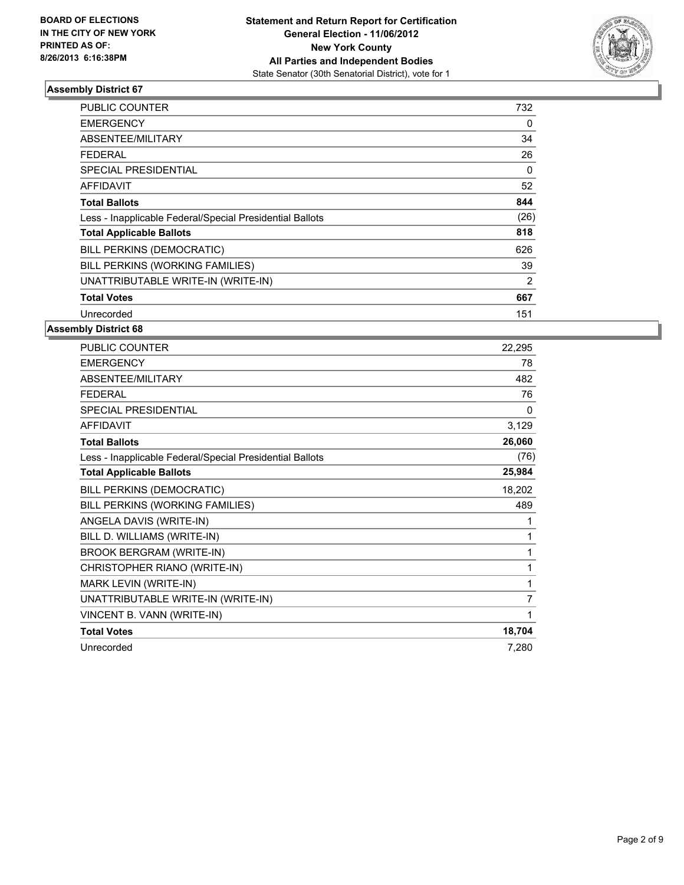BOARD OF ELECTIONS
IN THE CITY OF NEW YORK
PRINTED AS OF:
8/26/2013 6:16:38PM

**Statement and Return Report for Certification**
**General Election - 11/06/2012**
**New York County**
**All Parties and Independent Bodies**
State Senator (30th Senatorial District), vote for 1

## Assembly District 67

| | |
|---|---|
| PUBLIC COUNTER | 732 |
| EMERGENCY | 0 |
| ABSENTEE/MILITARY | 34 |
| FEDERAL | 26 |
| SPECIAL PRESIDENTIAL | 0 |
| AFFIDAVIT | 52 |
| **Total Ballots** | **844** |
| Less - Inapplicable Federal/Special Presidential Ballots | (26) |
| **Total Applicable Ballots** | **818** |
| BILL PERKINS (DEMOCRATIC) | 626 |
| BILL PERKINS (WORKING FAMILIES) | 39 |
| UNATTRIBUTABLE WRITE-IN (WRITE-IN) | 2 |
| **Total Votes** | **667** |
| Unrecorded | 151 |

## Assembly District 68

| | |
|---|---|
| PUBLIC COUNTER | 22,295 |
| EMERGENCY | 78 |
| ABSENTEE/MILITARY | 482 |
| FEDERAL | 76 |
| SPECIAL PRESIDENTIAL | 0 |
| AFFIDAVIT | 3,129 |
| **Total Ballots** | **26,060** |
| Less - Inapplicable Federal/Special Presidential Ballots | (76) |
| **Total Applicable Ballots** | **25,984** |
| BILL PERKINS (DEMOCRATIC) | 18,202 |
| BILL PERKINS (WORKING FAMILIES) | 489 |
| ANGELA DAVIS (WRITE-IN) | 1 |
| BILL D. WILLIAMS (WRITE-IN) | 1 |
| BROOK BERGRAM (WRITE-IN) | 1 |
| CHRISTOPHER RIANO (WRITE-IN) | 1 |
| MARK LEVIN (WRITE-IN) | 1 |
| UNATTRIBUTABLE WRITE-IN (WRITE-IN) | 7 |
| VINCENT B. VANN (WRITE-IN) | 1 |
| **Total Votes** | **18,704** |
| Unrecorded | 7,280 |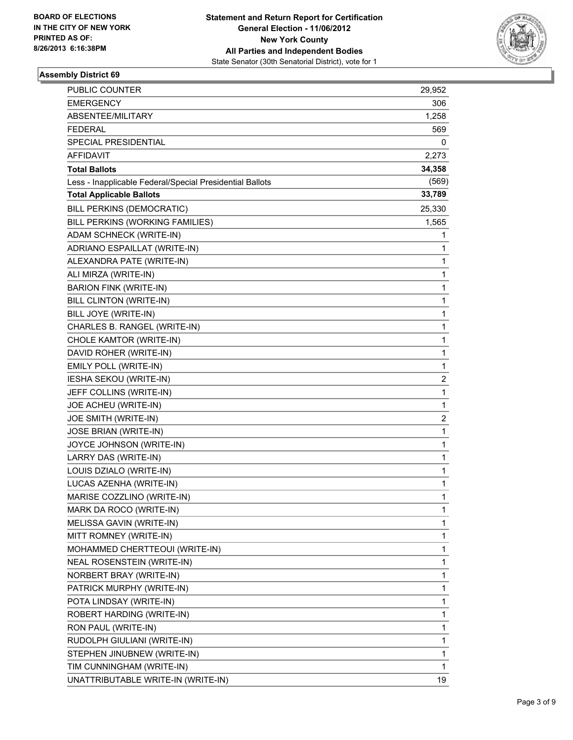**BOARD OF ELECTIONS IN THE CITY OF NEW YORK PRINTED AS OF: 8/26/2013 6:16:38PM**

**Statement and Return Report for Certification General Election - 11/06/2012 New York County All Parties and Independent Bodies**
State Senator (30th Senatorial District), vote for 1

## Assembly District 69

| | |
|---|---|
| PUBLIC COUNTER | 29,952 |
| EMERGENCY | 306 |
| ABSENTEE/MILITARY | 1,258 |
| FEDERAL | 569 |
| SPECIAL PRESIDENTIAL | 0 |
| AFFIDAVIT | 2,273 |
| **Total Ballots** | **34,358** |
| Less - Inapplicable Federal/Special Presidential Ballots | (569) |
| **Total Applicable Ballots** | **33,789** |
| BILL PERKINS (DEMOCRATIC) | 25,330 |
| BILL PERKINS (WORKING FAMILIES) | 1,565 |
| ADAM SCHNECK (WRITE-IN) | 1 |
| ADRIANO ESPAILLAT (WRITE-IN) | 1 |
| ALEXANDRA PATE (WRITE-IN) | 1 |
| ALI MIRZA (WRITE-IN) | 1 |
| BARION FINK (WRITE-IN) | 1 |
| BILL CLINTON (WRITE-IN) | 1 |
| BILL JOYE (WRITE-IN) | 1 |
| CHARLES B. RANGEL (WRITE-IN) | 1 |
| CHOLE KAMTOR (WRITE-IN) | 1 |
| DAVID ROHER (WRITE-IN) | 1 |
| EMILY POLL (WRITE-IN) | 1 |
| IESHA SEKOU (WRITE-IN) | 2 |
| JEFF COLLINS (WRITE-IN) | 1 |
| JOE ACHEU (WRITE-IN) | 1 |
| JOE SMITH (WRITE-IN) | 2 |
| JOSE BRIAN (WRITE-IN) | 1 |
| JOYCE JOHNSON (WRITE-IN) | 1 |
| LARRY DAS (WRITE-IN) | 1 |
| LOUIS DZIALO (WRITE-IN) | 1 |
| LUCAS AZENHA (WRITE-IN) | 1 |
| MARISE COZZLINO (WRITE-IN) | 1 |
| MARK DA ROCO (WRITE-IN) | 1 |
| MELISSA GAVIN (WRITE-IN) | 1 |
| MITT ROMNEY (WRITE-IN) | 1 |
| MOHAMMED CHERTTEOUI (WRITE-IN) | 1 |
| NEAL ROSENSTEIN (WRITE-IN) | 1 |
| NORBERT BRAY (WRITE-IN) | 1 |
| PATRICK MURPHY (WRITE-IN) | 1 |
| POTA LINDSAY (WRITE-IN) | 1 |
| ROBERT HARDING (WRITE-IN) | 1 |
| RON PAUL (WRITE-IN) | 1 |
| RUDOLPH GIULIANI (WRITE-IN) | 1 |
| STEPHEN JINUBNEW (WRITE-IN) | 1 |
| TIM CUNNINGHAM (WRITE-IN) | 1 |
| UNATTRIBUTABLE WRITE-IN (WRITE-IN) | 19 |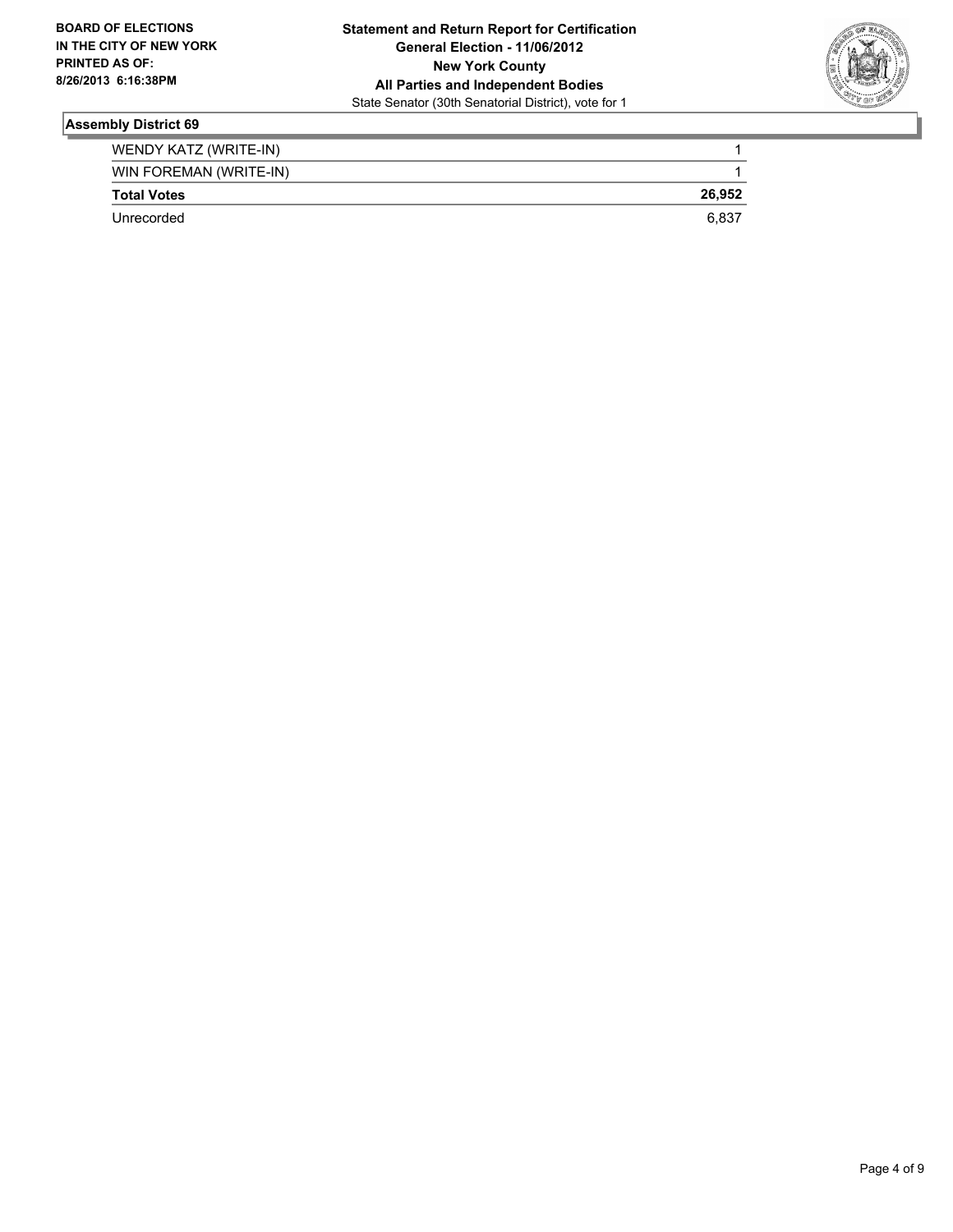**BOARD OF ELECTIONS IN THE CITY OF NEW YORK PRINTED AS OF: 8/26/2013 6:16:38PM**

**Statement and Return Report for Certification**
**General Election - 11/06/2012**
**New York County**
**All Parties and Independent Bodies**
State Senator (30th Senatorial District), vote for 1

## Assembly District 69

| | |
|---|---|
| WENDY KATZ (WRITE-IN) | 1 |
| WIN FOREMAN (WRITE-IN) | 1 |
| **Total Votes** | **26,952** |
| Unrecorded | 6,837 |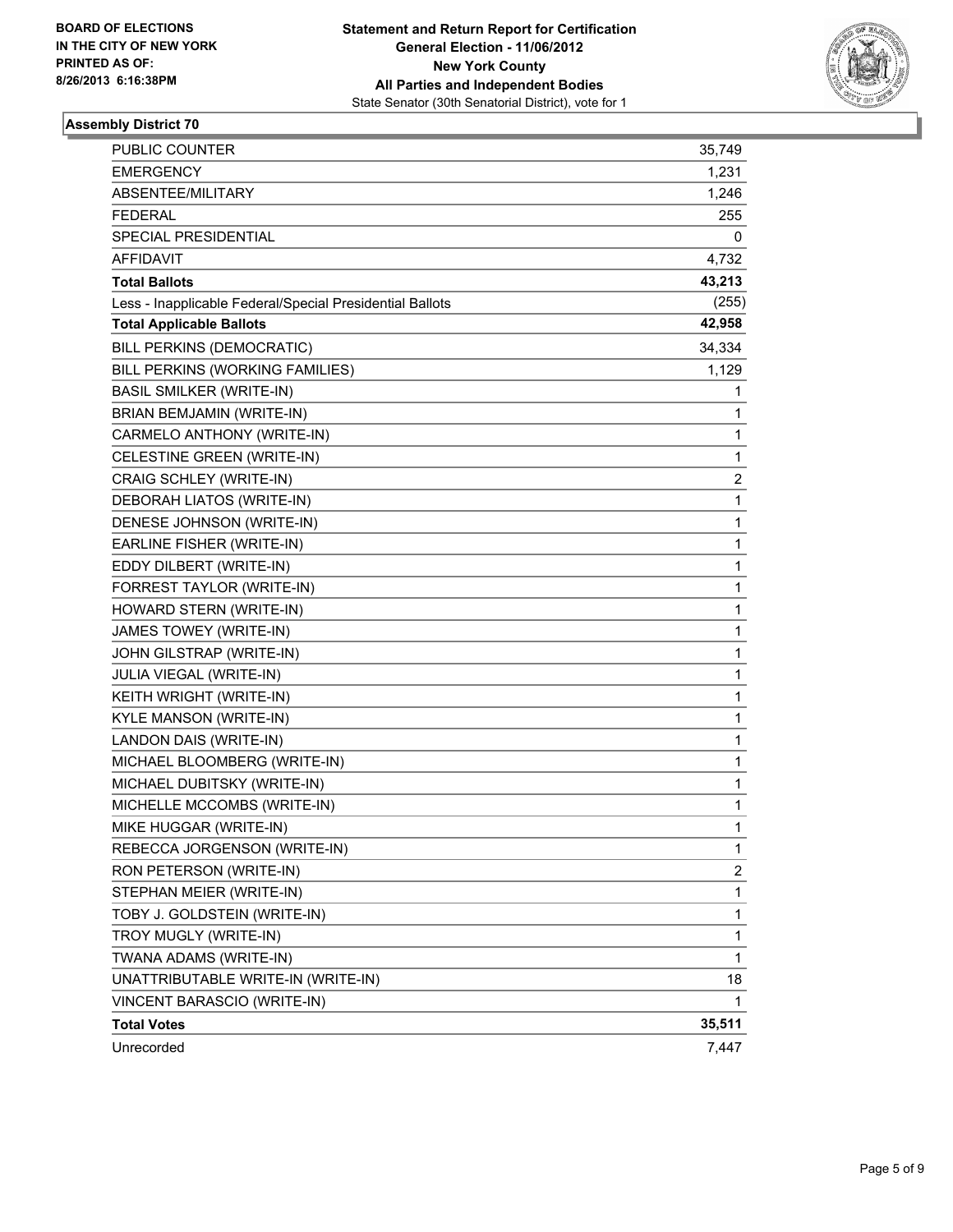**BOARD OF ELECTIONS IN THE CITY OF NEW YORK PRINTED AS OF: 8/26/2013 6:16:38PM**

**Statement and Return Report for Certification General Election - 11/06/2012 New York County All Parties and Independent Bodies**
State Senator (30th Senatorial District), vote for 1

### Assembly District 70

| | |
|---|---|
| PUBLIC COUNTER | 35,749 |
| EMERGENCY | 1,231 |
| ABSENTEE/MILITARY | 1,246 |
| FEDERAL | 255 |
| SPECIAL PRESIDENTIAL | 0 |
| AFFIDAVIT | 4,732 |
| **Total Ballots** | **43,213** |
| Less - Inapplicable Federal/Special Presidential Ballots | (255) |
| **Total Applicable Ballots** | **42,958** |
| BILL PERKINS (DEMOCRATIC) | 34,334 |
| BILL PERKINS (WORKING FAMILIES) | 1,129 |
| BASIL SMILKER (WRITE-IN) | 1 |
| BRIAN BEMJAMIN (WRITE-IN) | 1 |
| CARMELO ANTHONY (WRITE-IN) | 1 |
| CELESTINE GREEN (WRITE-IN) | 1 |
| CRAIG SCHLEY (WRITE-IN) | 2 |
| DEBORAH LIATOS (WRITE-IN) | 1 |
| DENESE JOHNSON (WRITE-IN) | 1 |
| EARLINE FISHER (WRITE-IN) | 1 |
| EDDY DILBERT (WRITE-IN) | 1 |
| FORREST TAYLOR (WRITE-IN) | 1 |
| HOWARD STERN (WRITE-IN) | 1 |
| JAMES TOWEY (WRITE-IN) | 1 |
| JOHN GILSTRAP (WRITE-IN) | 1 |
| JULIA VIEGAL (WRITE-IN) | 1 |
| KEITH WRIGHT (WRITE-IN) | 1 |
| KYLE MANSON (WRITE-IN) | 1 |
| LANDON DAIS (WRITE-IN) | 1 |
| MICHAEL BLOOMBERG (WRITE-IN) | 1 |
| MICHAEL DUBITSKY (WRITE-IN) | 1 |
| MICHELLE MCCOMBS (WRITE-IN) | 1 |
| MIKE HUGGAR (WRITE-IN) | 1 |
| REBECCA JORGENSON (WRITE-IN) | 1 |
| RON PETERSON (WRITE-IN) | 2 |
| STEPHAN MEIER (WRITE-IN) | 1 |
| TOBY J. GOLDSTEIN (WRITE-IN) | 1 |
| TROY MUGLY (WRITE-IN) | 1 |
| TWANA ADAMS (WRITE-IN) | 1 |
| UNATTRIBUTABLE WRITE-IN (WRITE-IN) | 18 |
| VINCENT BARASCIO (WRITE-IN) | 1 |
| **Total Votes** | **35,511** |
| Unrecorded | 7,447 |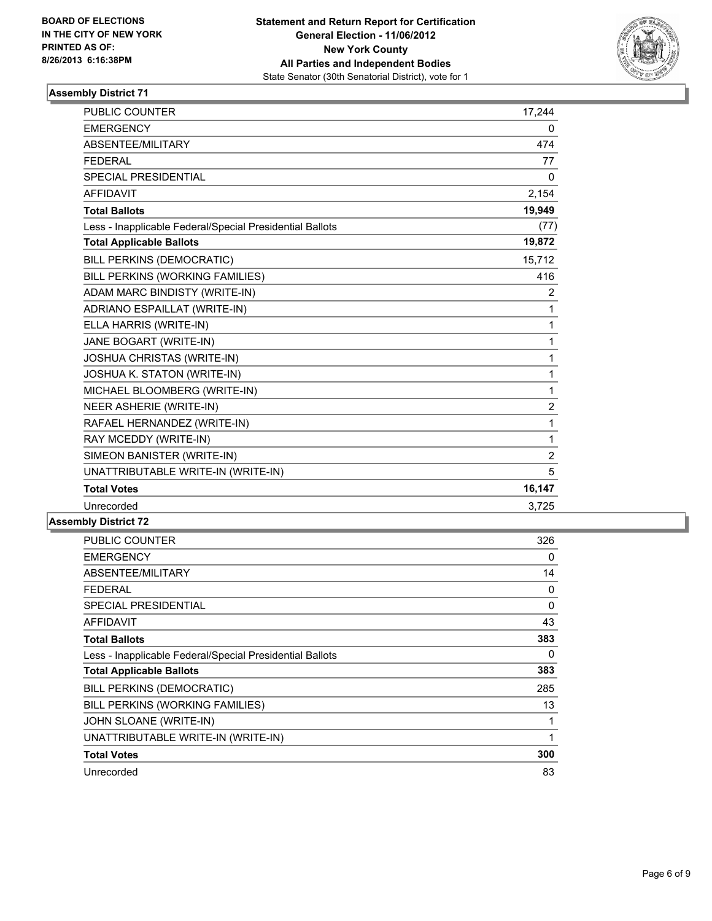BOARD OF ELECTIONS
IN THE CITY OF NEW YORK
PRINTED AS OF:
8/26/2013 6:16:38PM

**Statement and Return Report for Certification**
**General Election - 11/06/2012**
**New York County**
**All Parties and Independent Bodies**
State Senator (30th Senatorial District), vote for 1

## Assembly District 71

| | |
|---|---|
| PUBLIC COUNTER | 17,244 |
| EMERGENCY | 0 |
| ABSENTEE/MILITARY | 474 |
| FEDERAL | 77 |
| SPECIAL PRESIDENTIAL | 0 |
| AFFIDAVIT | 2,154 |
| **Total Ballots** | **19,949** |
| Less - Inapplicable Federal/Special Presidential Ballots | (77) |
| **Total Applicable Ballots** | **19,872** |
| BILL PERKINS (DEMOCRATIC) | 15,712 |
| BILL PERKINS (WORKING FAMILIES) | 416 |
| ADAM MARC BINDISTY (WRITE-IN) | 2 |
| ADRIANO ESPAILLAT (WRITE-IN) | 1 |
| ELLA HARRIS (WRITE-IN) | 1 |
| JANE BOGART (WRITE-IN) | 1 |
| JOSHUA CHRISTAS (WRITE-IN) | 1 |
| JOSHUA K. STATON (WRITE-IN) | 1 |
| MICHAEL BLOOMBERG (WRITE-IN) | 1 |
| NEER ASHERIE (WRITE-IN) | 2 |
| RAFAEL HERNANDEZ (WRITE-IN) | 1 |
| RAY MCEDDY (WRITE-IN) | 1 |
| SIMEON BANISTER (WRITE-IN) | 2 |
| UNATTRIBUTABLE WRITE-IN (WRITE-IN) | 5 |
| **Total Votes** | **16,147** |
| Unrecorded | 3,725 |

## Assembly District 72

| | |
|---|---|
| PUBLIC COUNTER | 326 |
| EMERGENCY | 0 |
| ABSENTEE/MILITARY | 14 |
| FEDERAL | 0 |
| SPECIAL PRESIDENTIAL | 0 |
| AFFIDAVIT | 43 |
| **Total Ballots** | **383** |
| Less - Inapplicable Federal/Special Presidential Ballots | 0 |
| **Total Applicable Ballots** | **383** |
| BILL PERKINS (DEMOCRATIC) | 285 |
| BILL PERKINS (WORKING FAMILIES) | 13 |
| JOHN SLOANE (WRITE-IN) | 1 |
| UNATTRIBUTABLE WRITE-IN (WRITE-IN) | 1 |
| **Total Votes** | **300** |
| Unrecorded | 83 |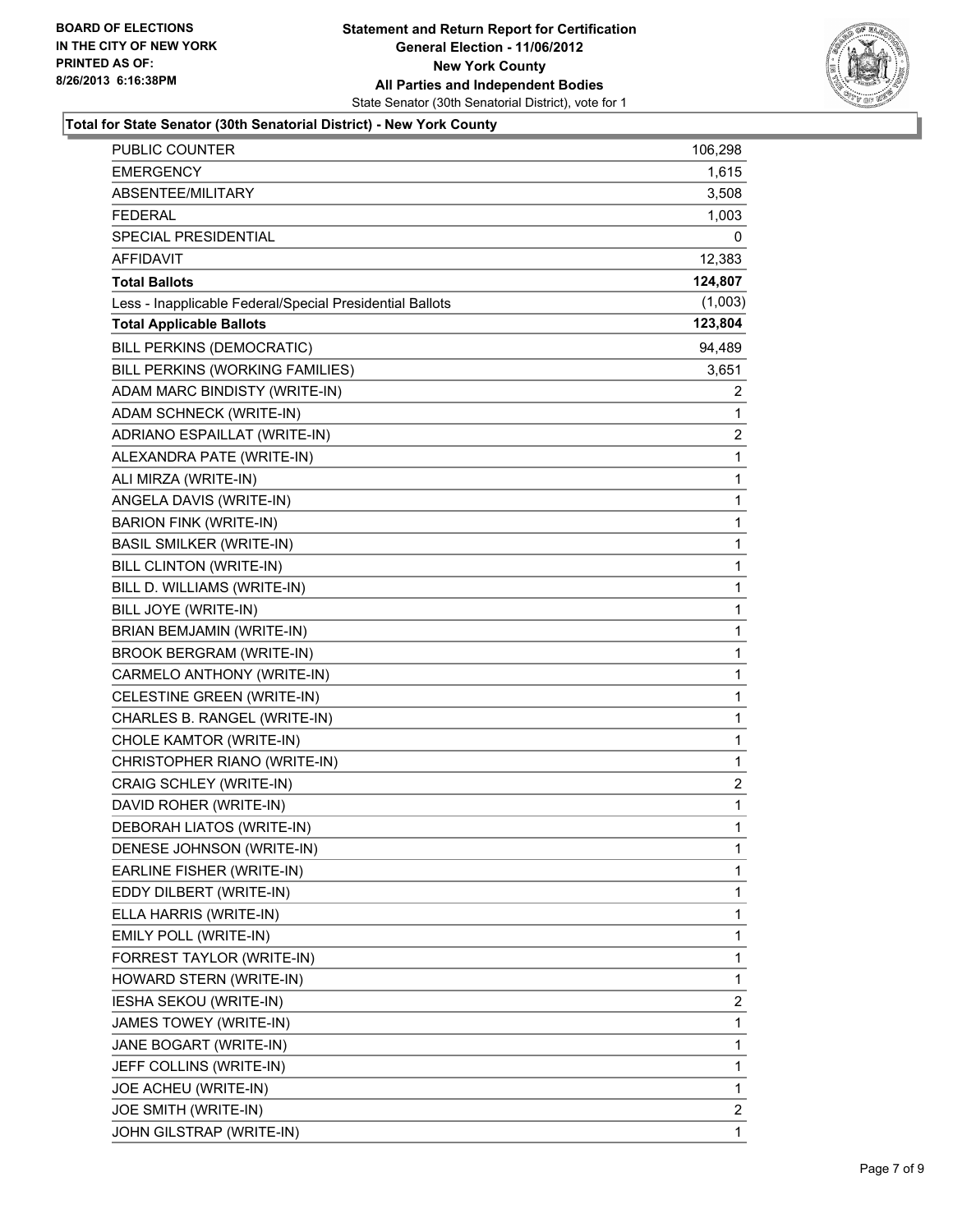**BOARD OF ELECTIONS**
**IN THE CITY OF NEW YORK**
**PRINTED AS OF:**
**8/26/2013 6:16:38PM**

**Statement and Return Report for Certification**
**General Election - 11/06/2012**
**New York County**
**All Parties and Independent Bodies**
State Senator (30th Senatorial District), vote for 1

### Total for State Senator (30th Senatorial District) - New York County

| | |
|---|---|
| PUBLIC COUNTER | 106,298 |
| EMERGENCY | 1,615 |
| ABSENTEE/MILITARY | 3,508 |
| FEDERAL | 1,003 |
| SPECIAL PRESIDENTIAL | 0 |
| AFFIDAVIT | 12,383 |
| **Total Ballots** | **124,807** |
| Less - Inapplicable Federal/Special Presidential Ballots | (1,003) |
| **Total Applicable Ballots** | **123,804** |
| BILL PERKINS (DEMOCRATIC) | 94,489 |
| BILL PERKINS (WORKING FAMILIES) | 3,651 |
| ADAM MARC BINDISTY (WRITE-IN) | 2 |
| ADAM SCHNECK (WRITE-IN) | 1 |
| ADRIANO ESPAILLAT (WRITE-IN) | 2 |
| ALEXANDRA PATE (WRITE-IN) | 1 |
| ALI MIRZA (WRITE-IN) | 1 |
| ANGELA DAVIS (WRITE-IN) | 1 |
| BARION FINK (WRITE-IN) | 1 |
| BASIL SMILKER (WRITE-IN) | 1 |
| BILL CLINTON (WRITE-IN) | 1 |
| BILL D. WILLIAMS (WRITE-IN) | 1 |
| BILL JOYE (WRITE-IN) | 1 |
| BRIAN BEMJAMIN (WRITE-IN) | 1 |
| BROOK BERGRAM (WRITE-IN) | 1 |
| CARMELO ANTHONY (WRITE-IN) | 1 |
| CELESTINE GREEN (WRITE-IN) | 1 |
| CHARLES B. RANGEL (WRITE-IN) | 1 |
| CHOLE KAMTOR (WRITE-IN) | 1 |
| CHRISTOPHER RIANO (WRITE-IN) | 1 |
| CRAIG SCHLEY (WRITE-IN) | 2 |
| DAVID ROHER (WRITE-IN) | 1 |
| DEBORAH LIATOS (WRITE-IN) | 1 |
| DENESE JOHNSON (WRITE-IN) | 1 |
| EARLINE FISHER (WRITE-IN) | 1 |
| EDDY DILBERT (WRITE-IN) | 1 |
| ELLA HARRIS (WRITE-IN) | 1 |
| EMILY POLL (WRITE-IN) | 1 |
| FORREST TAYLOR (WRITE-IN) | 1 |
| HOWARD STERN (WRITE-IN) | 1 |
| IESHA SEKOU (WRITE-IN) | 2 |
| JAMES TOWEY (WRITE-IN) | 1 |
| JANE BOGART (WRITE-IN) | 1 |
| JEFF COLLINS (WRITE-IN) | 1 |
| JOE ACHEU (WRITE-IN) | 1 |
| JOE SMITH (WRITE-IN) | 2 |
| JOHN GILSTRAP (WRITE-IN) | 1 |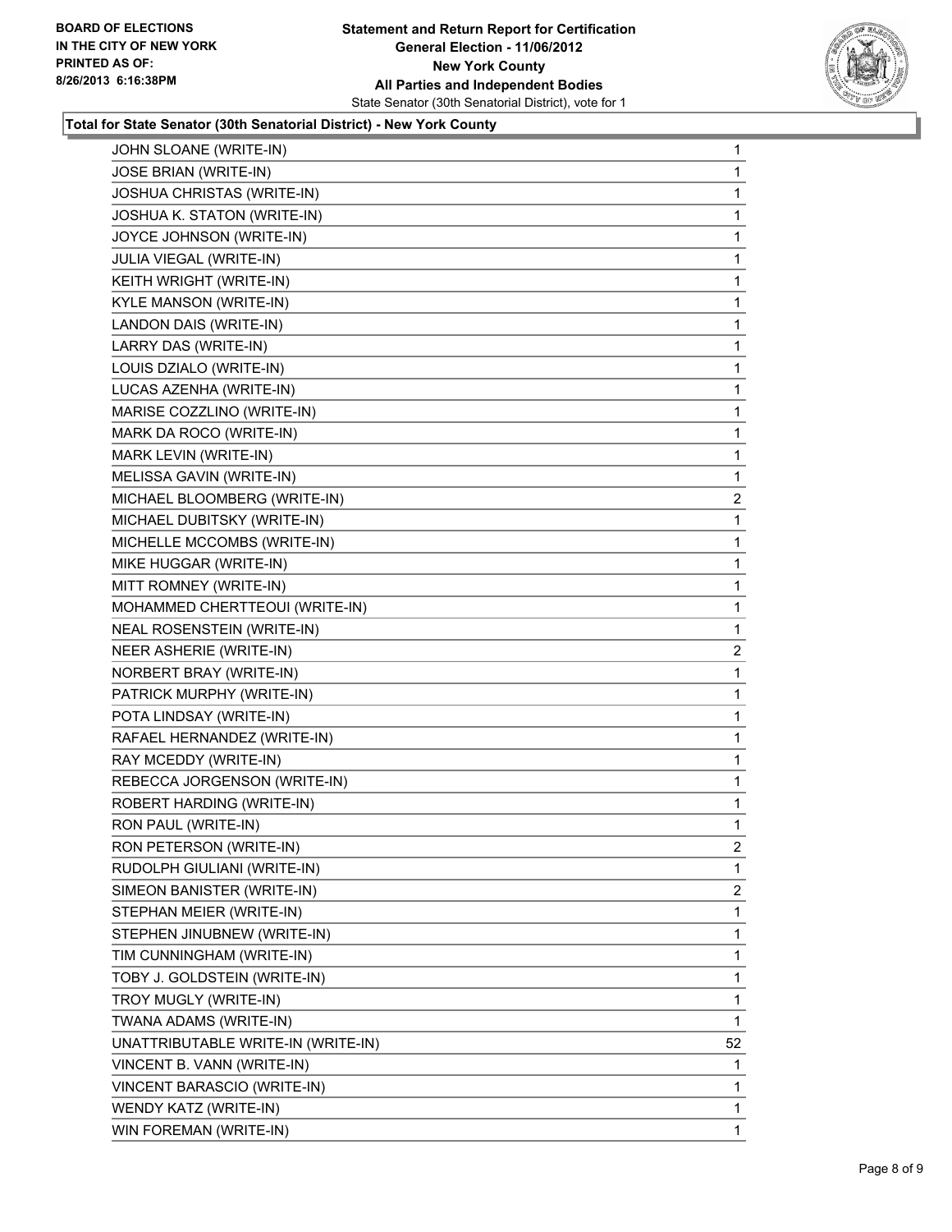**Total for State Senator (30th Senatorial District) - New York County**

| Candidate | Votes |
|---|---|
| JOHN SLOANE (WRITE-IN) | 1 |
| JOSE BRIAN (WRITE-IN) | 1 |
| JOSHUA CHRISTAS (WRITE-IN) | 1 |
| JOSHUA K. STATON (WRITE-IN) | 1 |
| JOYCE JOHNSON (WRITE-IN) | 1 |
| JULIA VIEGAL (WRITE-IN) | 1 |
| KEITH WRIGHT (WRITE-IN) | 1 |
| KYLE MANSON (WRITE-IN) | 1 |
| LANDON DAIS (WRITE-IN) | 1 |
| LARRY DAS (WRITE-IN) | 1 |
| LOUIS DZIALO (WRITE-IN) | 1 |
| LUCAS AZENHA (WRITE-IN) | 1 |
| MARISE COZZLINO (WRITE-IN) | 1 |
| MARK DA ROCO (WRITE-IN) | 1 |
| MARK LEVIN (WRITE-IN) | 1 |
| MELISSA GAVIN (WRITE-IN) | 1 |
| MICHAEL BLOOMBERG (WRITE-IN) | 2 |
| MICHAEL DUBITSKY (WRITE-IN) | 1 |
| MICHELLE MCCOMBS (WRITE-IN) | 1 |
| MIKE HUGGAR (WRITE-IN) | 1 |
| MITT ROMNEY (WRITE-IN) | 1 |
| MOHAMMED CHERTTEOUI (WRITE-IN) | 1 |
| NEAL ROSENSTEIN (WRITE-IN) | 1 |
| NEER ASHERIE (WRITE-IN) | 2 |
| NORBERT BRAY (WRITE-IN) | 1 |
| PATRICK MURPHY (WRITE-IN) | 1 |
| POTA LINDSAY (WRITE-IN) | 1 |
| RAFAEL HERNANDEZ (WRITE-IN) | 1 |
| RAY MCEDDY (WRITE-IN) | 1 |
| REBECCA JORGENSON (WRITE-IN) | 1 |
| ROBERT HARDING (WRITE-IN) | 1 |
| RON PAUL (WRITE-IN) | 1 |
| RON PETERSON (WRITE-IN) | 2 |
| RUDOLPH GIULIANI (WRITE-IN) | 1 |
| SIMEON BANISTER (WRITE-IN) | 2 |
| STEPHAN MEIER (WRITE-IN) | 1 |
| STEPHEN JINUBNEW (WRITE-IN) | 1 |
| TIM CUNNINGHAM (WRITE-IN) | 1 |
| TOBY J. GOLDSTEIN (WRITE-IN) | 1 |
| TROY MUGLY (WRITE-IN) | 1 |
| TWANA ADAMS (WRITE-IN) | 1 |
| UNATTRIBUTABLE WRITE-IN (WRITE-IN) | 52 |
| VINCENT B. VANN (WRITE-IN) | 1 |
| VINCENT BARASCIO (WRITE-IN) | 1 |
| WENDY KATZ (WRITE-IN) | 1 |
| WIN FOREMAN (WRITE-IN) | 1 |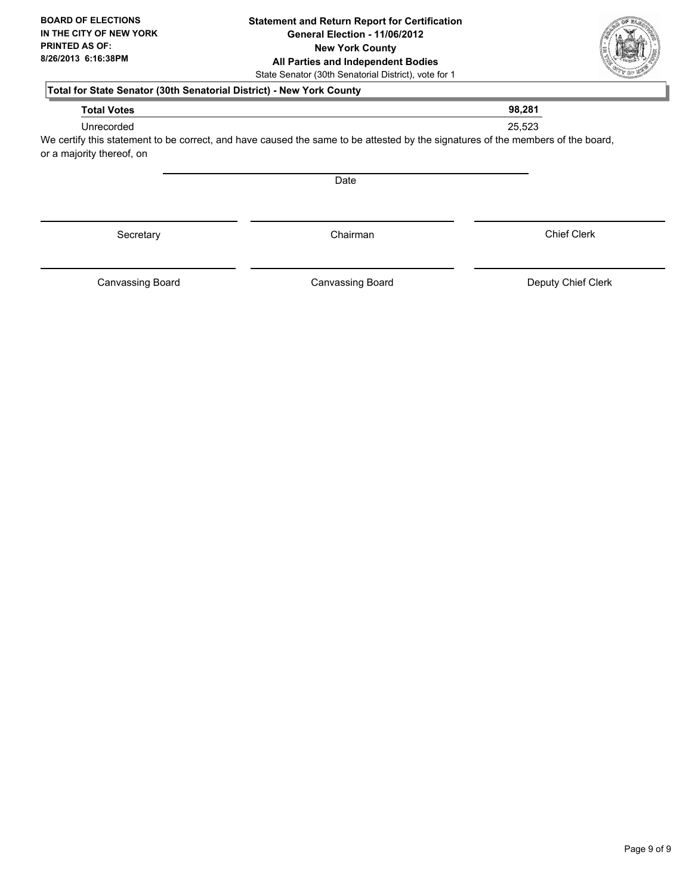**BOARD OF ELECTIONS**
**IN THE CITY OF NEW YORK**
**PRINTED AS OF:**
**8/26/2013 6:16:38PM**

**Statement and Return Report for Certification**
**General Election - 11/06/2012**
**New York County**
**All Parties and Independent Bodies**
State Senator (30th Senatorial District), vote for 1

### Total for State Senator (30th Senatorial District) - New York County

| | |
|---|---|
| **Total Votes** | **98,281** |
| Unrecorded | 25,523 |

We certify this statement to be correct, and have caused the same to be attested by the signatures of the members of the board, or a majority thereof, on

Date

| | | |
|---|---|---|
| Secretary | Chairman | Chief Clerk |
| Canvassing Board | Canvassing Board | Deputy Chief Clerk |